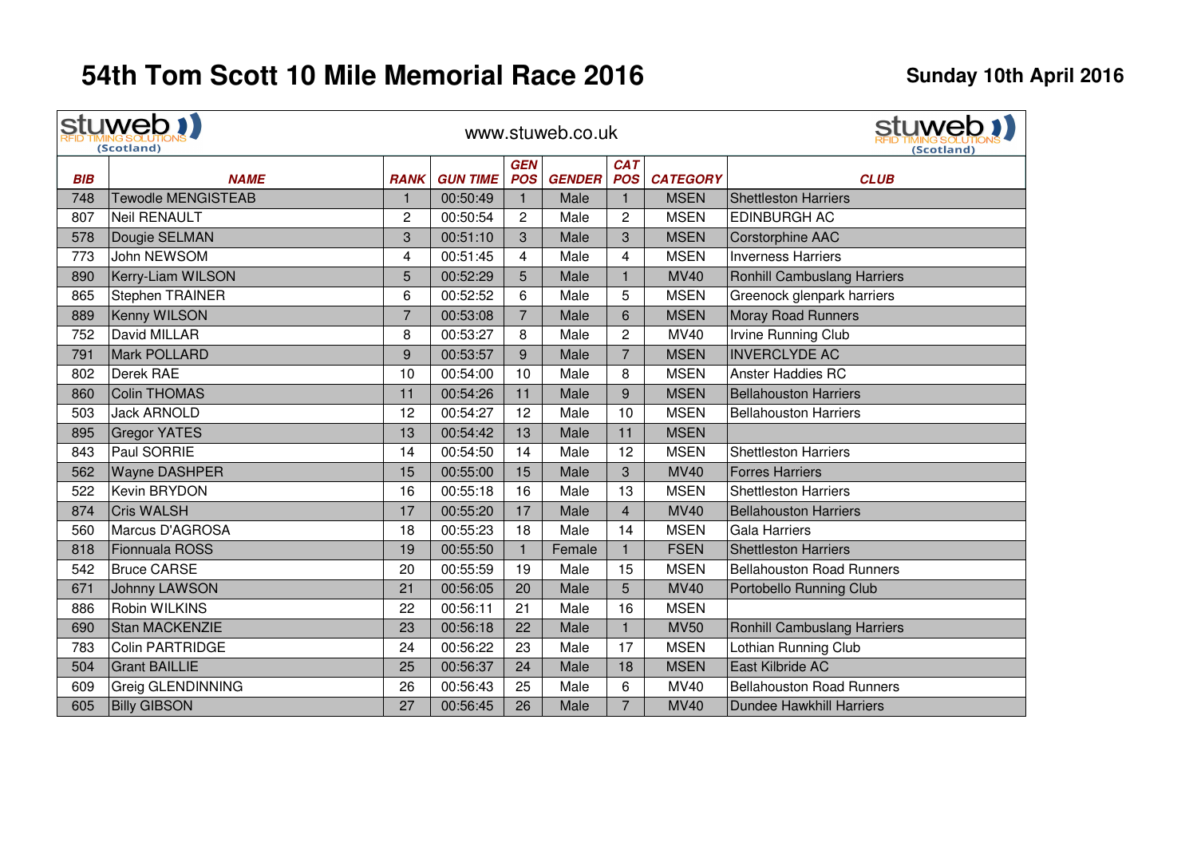# 54th Tom Scott 10 Mile Memorial Race 2016

**Sunday 10th April 2016**

stuweb RFID TIMING SOLUTIONS (Scotland) — www.stuweb.co.uk

| BIB | NAME | RANK | GUN TIME | GEN POS | GENDER | CAT POS | CATEGORY | CLUB |
|---|---|---|---|---|---|---|---|---|
| 748 | Tewodle MENGISTEAB | 1 | 00:50:49 | 1 | Male | 1 | MSEN | Shettleston Harriers |
| 807 | Neil RENAULT | 2 | 00:50:54 | 2 | Male | 2 | MSEN | EDINBURGH AC |
| 578 | Dougie SELMAN | 3 | 00:51:10 | 3 | Male | 3 | MSEN | Corstorphine AAC |
| 773 | John NEWSOM | 4 | 00:51:45 | 4 | Male | 4 | MSEN | Inverness Harriers |
| 890 | Kerry-Liam WILSON | 5 | 00:52:29 | 5 | Male | 1 | MV40 | Ronhill Cambuslang Harriers |
| 865 | Stephen TRAINER | 6 | 00:52:52 | 6 | Male | 5 | MSEN | Greenock glenpark harriers |
| 889 | Kenny WILSON | 7 | 00:53:08 | 7 | Male | 6 | MSEN | Moray Road Runners |
| 752 | David MILLAR | 8 | 00:53:27 | 8 | Male | 2 | MV40 | Irvine Running Club |
| 791 | Mark POLLARD | 9 | 00:53:57 | 9 | Male | 7 | MSEN | INVERCLYDE AC |
| 802 | Derek RAE | 10 | 00:54:00 | 10 | Male | 8 | MSEN | Anster Haddies RC |
| 860 | Colin THOMAS | 11 | 00:54:26 | 11 | Male | 9 | MSEN | Bellahouston Harriers |
| 503 | Jack ARNOLD | 12 | 00:54:27 | 12 | Male | 10 | MSEN | Bellahouston Harriers |
| 895 | Gregor YATES | 13 | 00:54:42 | 13 | Male | 11 | MSEN | |
| 843 | Paul SORRIE | 14 | 00:54:50 | 14 | Male | 12 | MSEN | Shettleston Harriers |
| 562 | Wayne DASHPER | 15 | 00:55:00 | 15 | Male | 3 | MV40 | Forres Harriers |
| 522 | Kevin BRYDON | 16 | 00:55:18 | 16 | Male | 13 | MSEN | Shettleston Harriers |
| 874 | Cris WALSH | 17 | 00:55:20 | 17 | Male | 4 | MV40 | Bellahouston Harriers |
| 560 | Marcus D'AGROSA | 18 | 00:55:23 | 18 | Male | 14 | MSEN | Gala Harriers |
| 818 | Fionnuala ROSS | 19 | 00:55:50 | 1 | Female | 1 | FSEN | Shettleston Harriers |
| 542 | Bruce CARSE | 20 | 00:55:59 | 19 | Male | 15 | MSEN | Bellahouston Road Runners |
| 671 | Johnny LAWSON | 21 | 00:56:05 | 20 | Male | 5 | MV40 | Portobello Running Club |
| 886 | Robin WILKINS | 22 | 00:56:11 | 21 | Male | 16 | MSEN | |
| 690 | Stan MACKENZIE | 23 | 00:56:18 | 22 | Male | 1 | MV50 | Ronhill Cambuslang Harriers |
| 783 | Colin PARTRIDGE | 24 | 00:56:22 | 23 | Male | 17 | MSEN | Lothian Running Club |
| 504 | Grant BAILLIE | 25 | 00:56:37 | 24 | Male | 18 | MSEN | East Kilbride AC |
| 609 | Greig GLENDINNING | 26 | 00:56:43 | 25 | Male | 6 | MV40 | Bellahouston Road Runners |
| 605 | Billy GIBSON | 27 | 00:56:45 | 26 | Male | 7 | MV40 | Dundee Hawkhill Harriers |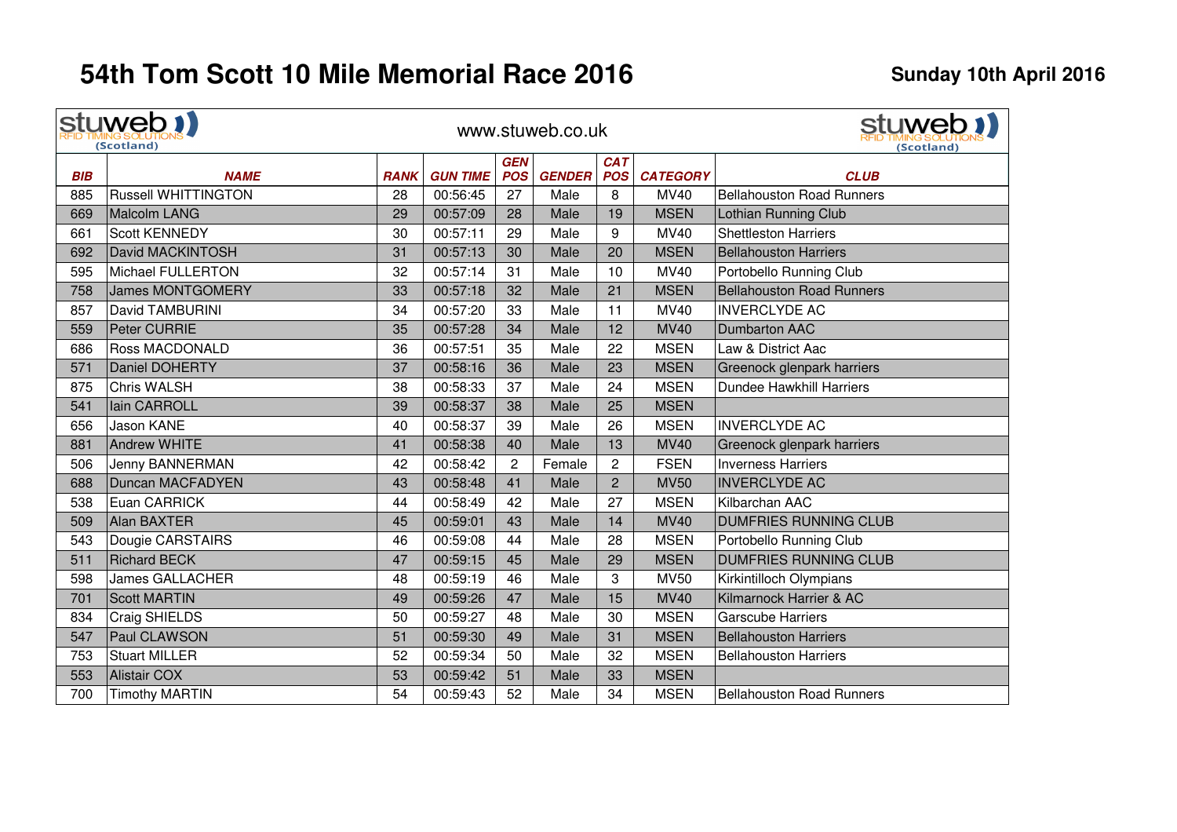# 54th Tom Scott 10 Mile Memorial Race 2016

**Sunday 10th April 2016**

stuweb RFID TIMING SOLUTIONS (Scotland) www.stuweb.co.uk stuweb RFID TIMING SOLUTIONS (Scotland)

| BIB | NAME | RANK | GUN TIME | GEN POS | GENDER | CAT POS | CATEGORY | CLUB |
|---|---|---|---|---|---|---|---|---|
| 885 | Russell WHITTINGTON | 28 | 00:56:45 | 27 | Male | 8 | MV40 | Bellahouston Road Runners |
| 669 | Malcolm LANG | 29 | 00:57:09 | 28 | Male | 19 | MSEN | Lothian Running Club |
| 661 | Scott KENNEDY | 30 | 00:57:11 | 29 | Male | 9 | MV40 | Shettleston Harriers |
| 692 | David MACKINTOSH | 31 | 00:57:13 | 30 | Male | 20 | MSEN | Bellahouston Harriers |
| 595 | Michael FULLERTON | 32 | 00:57:14 | 31 | Male | 10 | MV40 | Portobello Running Club |
| 758 | James MONTGOMERY | 33 | 00:57:18 | 32 | Male | 21 | MSEN | Bellahouston Road Runners |
| 857 | David TAMBURINI | 34 | 00:57:20 | 33 | Male | 11 | MV40 | INVERCLYDE AC |
| 559 | Peter CURRIE | 35 | 00:57:28 | 34 | Male | 12 | MV40 | Dumbarton AAC |
| 686 | Ross MACDONALD | 36 | 00:57:51 | 35 | Male | 22 | MSEN | Law & District Aac |
| 571 | Daniel DOHERTY | 37 | 00:58:16 | 36 | Male | 23 | MSEN | Greenock glenpark harriers |
| 875 | Chris WALSH | 38 | 00:58:33 | 37 | Male | 24 | MSEN | Dundee Hawkhill Harriers |
| 541 | Iain CARROLL | 39 | 00:58:37 | 38 | Male | 25 | MSEN | |
| 656 | Jason KANE | 40 | 00:58:37 | 39 | Male | 26 | MSEN | INVERCLYDE AC |
| 881 | Andrew WHITE | 41 | 00:58:38 | 40 | Male | 13 | MV40 | Greenock glenpark harriers |
| 506 | Jenny BANNERMAN | 42 | 00:58:42 | 2 | Female | 2 | FSEN | Inverness Harriers |
| 688 | Duncan MACFADYEN | 43 | 00:58:48 | 41 | Male | 2 | MV50 | INVERCLYDE AC |
| 538 | Euan CARRICK | 44 | 00:58:49 | 42 | Male | 27 | MSEN | Kilbarchan AAC |
| 509 | Alan BAXTER | 45 | 00:59:01 | 43 | Male | 14 | MV40 | DUMFRIES RUNNING CLUB |
| 543 | Dougie CARSTAIRS | 46 | 00:59:08 | 44 | Male | 28 | MSEN | Portobello Running Club |
| 511 | Richard BECK | 47 | 00:59:15 | 45 | Male | 29 | MSEN | DUMFRIES RUNNING CLUB |
| 598 | James GALLACHER | 48 | 00:59:19 | 46 | Male | 3 | MV50 | Kirkintilloch Olympians |
| 701 | Scott MARTIN | 49 | 00:59:26 | 47 | Male | 15 | MV40 | Kilmarnock Harrier & AC |
| 834 | Craig SHIELDS | 50 | 00:59:27 | 48 | Male | 30 | MSEN | Garscube Harriers |
| 547 | Paul CLAWSON | 51 | 00:59:30 | 49 | Male | 31 | MSEN | Bellahouston Harriers |
| 753 | Stuart MILLER | 52 | 00:59:34 | 50 | Male | 32 | MSEN | Bellahouston Harriers |
| 553 | Alistair COX | 53 | 00:59:42 | 51 | Male | 33 | MSEN | |
| 700 | Timothy MARTIN | 54 | 00:59:43 | 52 | Male | 34 | MSEN | Bellahouston Road Runners |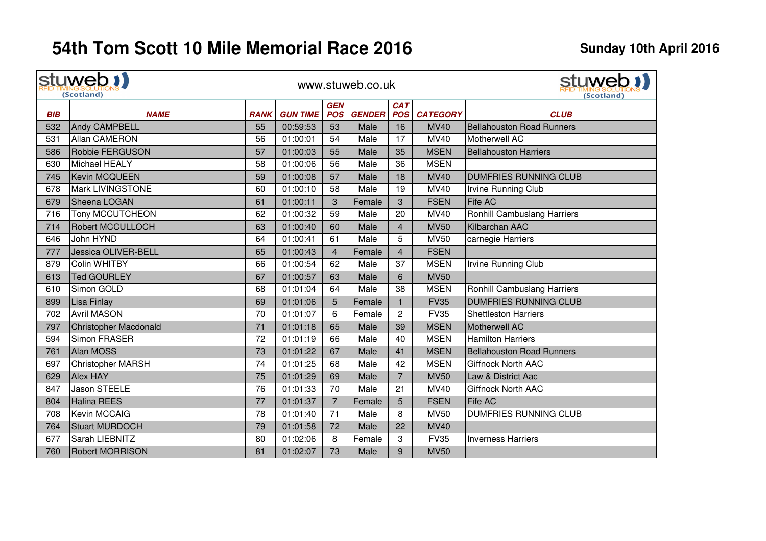# 54th Tom Scott 10 Mile Memorial Race 2016

**Sunday 10th April 2016**

stuweb RFID TIMING SOLUTIONS (Scotland) — www.stuweb.co.uk

| BIB | NAME | RANK | GUN TIME | GEN POS | GENDER | CAT POS | CATEGORY | CLUB |
|---|---|---|---|---|---|---|---|---|
| 532 | Andy CAMPBELL | 55 | 00:59:53 | 53 | Male | 16 | MV40 | Bellahouston Road Runners |
| 531 | Allan CAMERON | 56 | 01:00:01 | 54 | Male | 17 | MV40 | Motherwell AC |
| 586 | Robbie FERGUSON | 57 | 01:00:03 | 55 | Male | 35 | MSEN | Bellahouston Harriers |
| 630 | Michael HEALY | 58 | 01:00:06 | 56 | Male | 36 | MSEN | |
| 745 | Kevin MCQUEEN | 59 | 01:00:08 | 57 | Male | 18 | MV40 | DUMFRIES RUNNING CLUB |
| 678 | Mark LIVINGSTONE | 60 | 01:00:10 | 58 | Male | 19 | MV40 | Irvine Running Club |
| 679 | Sheena LOGAN | 61 | 01:00:11 | 3 | Female | 3 | FSEN | Fife AC |
| 716 | Tony MCCUTCHEON | 62 | 01:00:32 | 59 | Male | 20 | MV40 | Ronhill Cambuslang Harriers |
| 714 | Robert MCCULLOCH | 63 | 01:00:40 | 60 | Male | 4 | MV50 | Kilbarchan AAC |
| 646 | John HYND | 64 | 01:00:41 | 61 | Male | 5 | MV50 | carnegie Harriers |
| 777 | Jessica OLIVER-BELL | 65 | 01:00:43 | 4 | Female | 4 | FSEN | |
| 879 | Colin WHITBY | 66 | 01:00:54 | 62 | Male | 37 | MSEN | Irvine Running Club |
| 613 | Ted GOURLEY | 67 | 01:00:57 | 63 | Male | 6 | MV50 | |
| 610 | Simon GOLD | 68 | 01:01:04 | 64 | Male | 38 | MSEN | Ronhill Cambuslang Harriers |
| 899 | Lisa Finlay | 69 | 01:01:06 | 5 | Female | 1 | FV35 | DUMFRIES RUNNING CLUB |
| 702 | Avril MASON | 70 | 01:01:07 | 6 | Female | 2 | FV35 | Shettleston Harriers |
| 797 | Christopher Macdonald | 71 | 01:01:18 | 65 | Male | 39 | MSEN | Motherwell AC |
| 594 | Simon FRASER | 72 | 01:01:19 | 66 | Male | 40 | MSEN | Hamilton Harriers |
| 761 | Alan MOSS | 73 | 01:01:22 | 67 | Male | 41 | MSEN | Bellahouston Road Runners |
| 697 | Christopher MARSH | 74 | 01:01:25 | 68 | Male | 42 | MSEN | Giffnock North AAC |
| 629 | Alex HAY | 75 | 01:01:29 | 69 | Male | 7 | MV50 | Law & District Aac |
| 847 | Jason STEELE | 76 | 01:01:33 | 70 | Male | 21 | MV40 | Giffnock North AAC |
| 804 | Halina REES | 77 | 01:01:37 | 7 | Female | 5 | FSEN | Fife AC |
| 708 | Kevin MCCAIG | 78 | 01:01:40 | 71 | Male | 8 | MV50 | DUMFRIES RUNNING CLUB |
| 764 | Stuart MURDOCH | 79 | 01:01:58 | 72 | Male | 22 | MV40 | |
| 677 | Sarah LIEBNITZ | 80 | 01:02:06 | 8 | Female | 3 | FV35 | Inverness Harriers |
| 760 | Robert MORRISON | 81 | 01:02:07 | 73 | Male | 9 | MV50 | |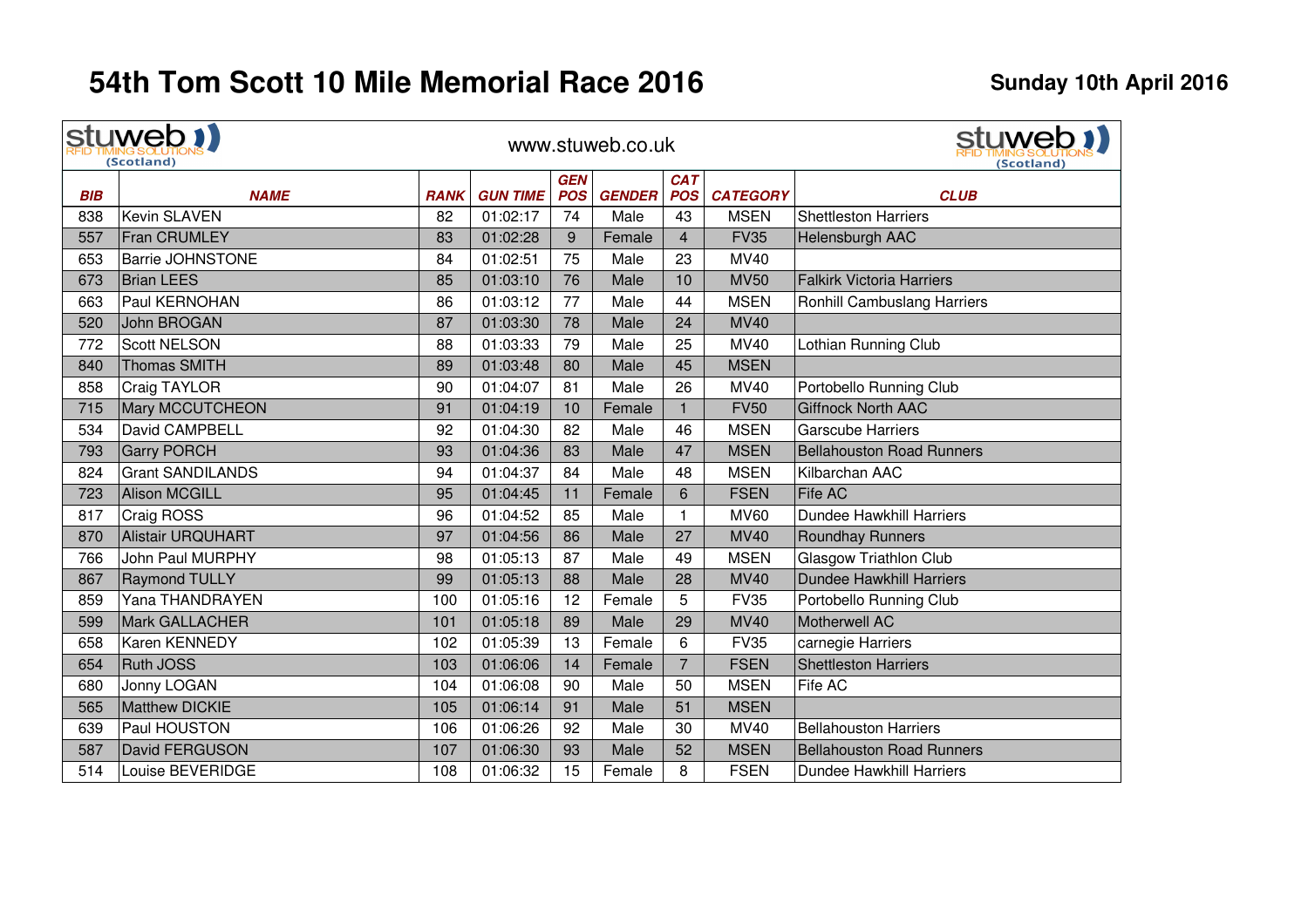# 54th Tom Scott 10 Mile Memorial Race 2016

**Sunday 10th April 2016**

stuweb RFID TIMING SOLUTIONS (Scotland) — www.stuweb.co.uk

| BIB | NAME | RANK | GUN TIME | GEN POS | GENDER | CAT POS | CATEGORY | CLUB |
|---|---|---|---|---|---|---|---|---|
| 838 | Kevin SLAVEN | 82 | 01:02:17 | 74 | Male | 43 | MSEN | Shettleston Harriers |
| 557 | Fran CRUMLEY | 83 | 01:02:28 | 9 | Female | 4 | FV35 | Helensburgh AAC |
| 653 | Barrie JOHNSTONE | 84 | 01:02:51 | 75 | Male | 23 | MV40 | |
| 673 | Brian LEES | 85 | 01:03:10 | 76 | Male | 10 | MV50 | Falkirk Victoria Harriers |
| 663 | Paul KERNOHAN | 86 | 01:03:12 | 77 | Male | 44 | MSEN | Ronhill Cambuslang Harriers |
| 520 | John BROGAN | 87 | 01:03:30 | 78 | Male | 24 | MV40 | |
| 772 | Scott NELSON | 88 | 01:03:33 | 79 | Male | 25 | MV40 | Lothian Running Club |
| 840 | Thomas SMITH | 89 | 01:03:48 | 80 | Male | 45 | MSEN | |
| 858 | Craig TAYLOR | 90 | 01:04:07 | 81 | Male | 26 | MV40 | Portobello Running Club |
| 715 | Mary MCCUTCHEON | 91 | 01:04:19 | 10 | Female | 1 | FV50 | Giffnock North AAC |
| 534 | David CAMPBELL | 92 | 01:04:30 | 82 | Male | 46 | MSEN | Garscube Harriers |
| 793 | Garry PORCH | 93 | 01:04:36 | 83 | Male | 47 | MSEN | Bellahouston Road Runners |
| 824 | Grant SANDILANDS | 94 | 01:04:37 | 84 | Male | 48 | MSEN | Kilbarchan AAC |
| 723 | Alison MCGILL | 95 | 01:04:45 | 11 | Female | 6 | FSEN | Fife AC |
| 817 | Craig ROSS | 96 | 01:04:52 | 85 | Male | 1 | MV60 | Dundee Hawkhill Harriers |
| 870 | Alistair URQUHART | 97 | 01:04:56 | 86 | Male | 27 | MV40 | Roundhay Runners |
| 766 | John Paul MURPHY | 98 | 01:05:13 | 87 | Male | 49 | MSEN | Glasgow Triathlon Club |
| 867 | Raymond TULLY | 99 | 01:05:13 | 88 | Male | 28 | MV40 | Dundee Hawkhill Harriers |
| 859 | Yana THANDRAYEN | 100 | 01:05:16 | 12 | Female | 5 | FV35 | Portobello Running Club |
| 599 | Mark GALLACHER | 101 | 01:05:18 | 89 | Male | 29 | MV40 | Motherwell AC |
| 658 | Karen KENNEDY | 102 | 01:05:39 | 13 | Female | 6 | FV35 | carnegie Harriers |
| 654 | Ruth JOSS | 103 | 01:06:06 | 14 | Female | 7 | FSEN | Shettleston Harriers |
| 680 | Jonny LOGAN | 104 | 01:06:08 | 90 | Male | 50 | MSEN | Fife AC |
| 565 | Matthew DICKIE | 105 | 01:06:14 | 91 | Male | 51 | MSEN | |
| 639 | Paul HOUSTON | 106 | 01:06:26 | 92 | Male | 30 | MV40 | Bellahouston Harriers |
| 587 | David FERGUSON | 107 | 01:06:30 | 93 | Male | 52 | MSEN | Bellahouston Road Runners |
| 514 | Louise BEVERIDGE | 108 | 01:06:32 | 15 | Female | 8 | FSEN | Dundee Hawkhill Harriers |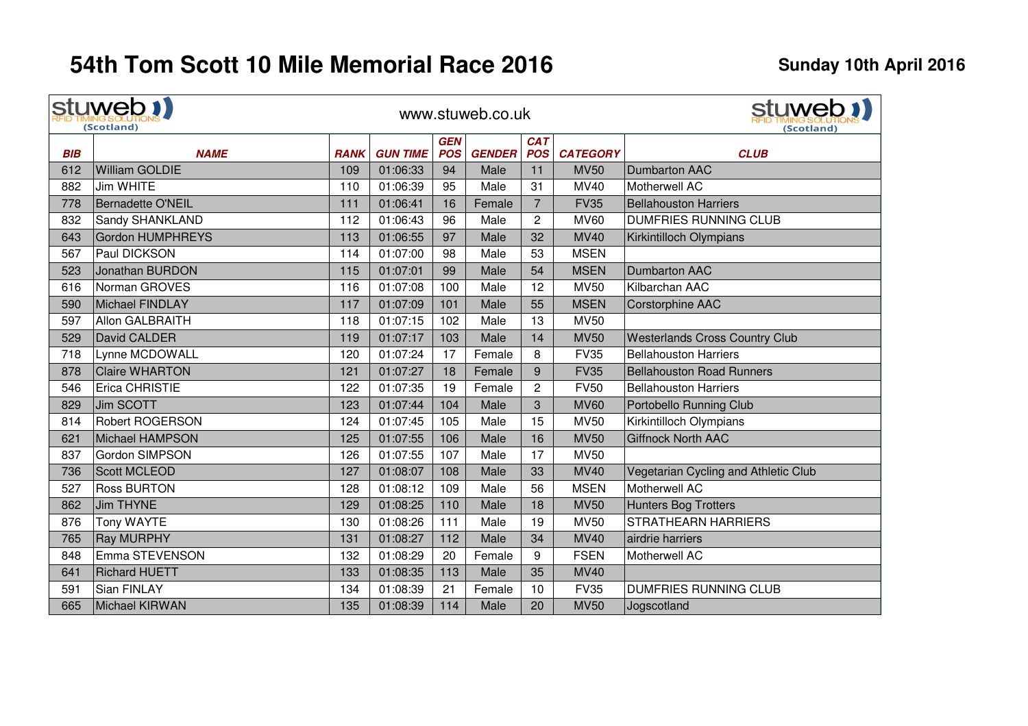# 54th Tom Scott 10 Mile Memorial Race 2016

**Sunday 10th April 2016**

stuweb RFID TIMING SOLUTIONS (Scotland) www.stuweb.co.uk

| BIB | NAME | RANK | GUN TIME | GEN POS | GENDER | CAT POS | CATEGORY | CLUB |
|---|---|---|---|---|---|---|---|---|
| 612 | William GOLDIE | 109 | 01:06:33 | 94 | Male | 11 | MV50 | Dumbarton AAC |
| 882 | Jim WHITE | 110 | 01:06:39 | 95 | Male | 31 | MV40 | Motherwell AC |
| 778 | Bernadette O'NEIL | 111 | 01:06:41 | 16 | Female | 7 | FV35 | Bellahouston Harriers |
| 832 | Sandy SHANKLAND | 112 | 01:06:43 | 96 | Male | 2 | MV60 | DUMFRIES RUNNING CLUB |
| 643 | Gordon HUMPHREYS | 113 | 01:06:55 | 97 | Male | 32 | MV40 | Kirkintilloch Olympians |
| 567 | Paul DICKSON | 114 | 01:07:00 | 98 | Male | 53 | MSEN | |
| 523 | Jonathan BURDON | 115 | 01:07:01 | 99 | Male | 54 | MSEN | Dumbarton AAC |
| 616 | Norman GROVES | 116 | 01:07:08 | 100 | Male | 12 | MV50 | Kilbarchan AAC |
| 590 | Michael FINDLAY | 117 | 01:07:09 | 101 | Male | 55 | MSEN | Corstorphine AAC |
| 597 | Allon GALBRAITH | 118 | 01:07:15 | 102 | Male | 13 | MV50 | |
| 529 | David CALDER | 119 | 01:07:17 | 103 | Male | 14 | MV50 | Westerlands Cross Country Club |
| 718 | Lynne MCDOWALL | 120 | 01:07:24 | 17 | Female | 8 | FV35 | Bellahouston Harriers |
| 878 | Claire WHARTON | 121 | 01:07:27 | 18 | Female | 9 | FV35 | Bellahouston Road Runners |
| 546 | Erica CHRISTIE | 122 | 01:07:35 | 19 | Female | 2 | FV50 | Bellahouston Harriers |
| 829 | Jim SCOTT | 123 | 01:07:44 | 104 | Male | 3 | MV60 | Portobello Running Club |
| 814 | Robert ROGERSON | 124 | 01:07:45 | 105 | Male | 15 | MV50 | Kirkintilloch Olympians |
| 621 | Michael HAMPSON | 125 | 01:07:55 | 106 | Male | 16 | MV50 | Giffnock North AAC |
| 837 | Gordon SIMPSON | 126 | 01:07:55 | 107 | Male | 17 | MV50 | |
| 736 | Scott MCLEOD | 127 | 01:08:07 | 108 | Male | 33 | MV40 | Vegetarian Cycling and Athletic Club |
| 527 | Ross BURTON | 128 | 01:08:12 | 109 | Male | 56 | MSEN | Motherwell AC |
| 862 | Jim THYNE | 129 | 01:08:25 | 110 | Male | 18 | MV50 | Hunters Bog Trotters |
| 876 | Tony WAYTE | 130 | 01:08:26 | 111 | Male | 19 | MV50 | STRATHEARN HARRIERS |
| 765 | Ray MURPHY | 131 | 01:08:27 | 112 | Male | 34 | MV40 | airdrie harriers |
| 848 | Emma STEVENSON | 132 | 01:08:29 | 20 | Female | 9 | FSEN | Motherwell AC |
| 641 | Richard HUETT | 133 | 01:08:35 | 113 | Male | 35 | MV40 | |
| 591 | Sian FINLAY | 134 | 01:08:39 | 21 | Female | 10 | FV35 | DUMFRIES RUNNING CLUB |
| 665 | Michael KIRWAN | 135 | 01:08:39 | 114 | Male | 20 | MV50 | Jogscotland |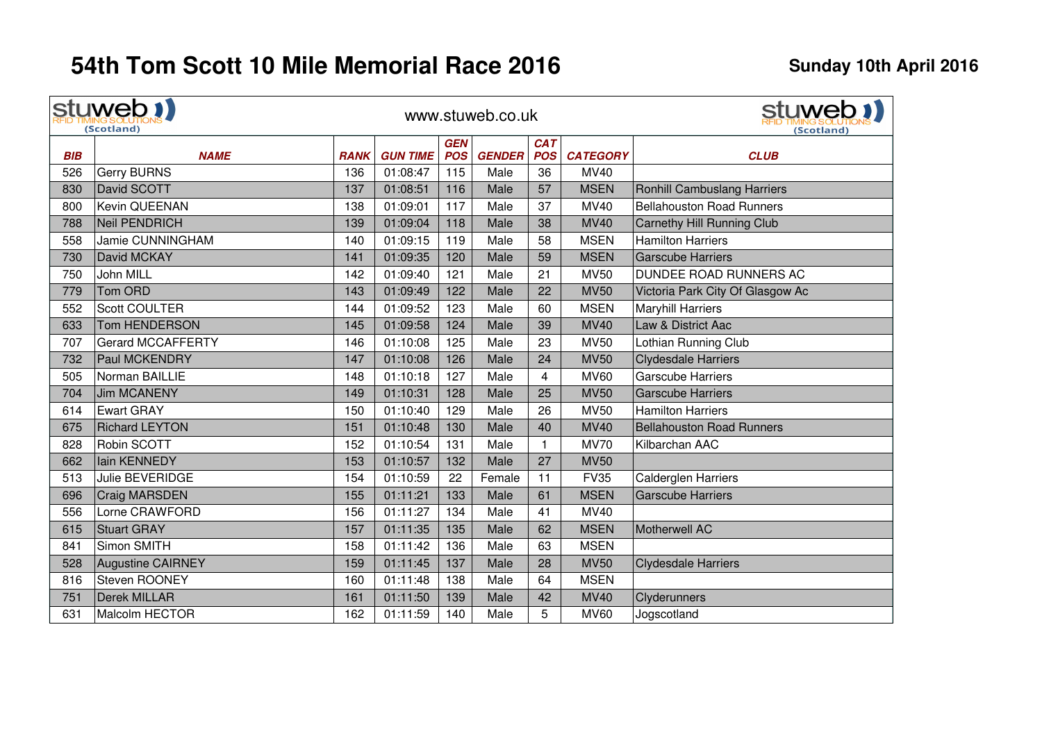# 54th Tom Scott 10 Mile Memorial Race 2016

**Sunday 10th April 2016**

stuweb RFID TIMING SOLUTIONS (Scotland) — www.stuweb.co.uk

| BIB | NAME | RANK | GUN TIME | GEN POS | GENDER | CAT POS | CATEGORY | CLUB |
|---|---|---|---|---|---|---|---|---|
| 526 | Gerry BURNS | 136 | 01:08:47 | 115 | Male | 36 | MV40 | |
| 830 | David SCOTT | 137 | 01:08:51 | 116 | Male | 57 | MSEN | Ronhill Cambuslang Harriers |
| 800 | Kevin QUEENAN | 138 | 01:09:01 | 117 | Male | 37 | MV40 | Bellahouston Road Runners |
| 788 | Neil PENDRICH | 139 | 01:09:04 | 118 | Male | 38 | MV40 | Carnethy Hill Running Club |
| 558 | Jamie CUNNINGHAM | 140 | 01:09:15 | 119 | Male | 58 | MSEN | Hamilton Harriers |
| 730 | David MCKAY | 141 | 01:09:35 | 120 | Male | 59 | MSEN | Garscube Harriers |
| 750 | John MILL | 142 | 01:09:40 | 121 | Male | 21 | MV50 | DUNDEE ROAD RUNNERS AC |
| 779 | Tom ORD | 143 | 01:09:49 | 122 | Male | 22 | MV50 | Victoria Park City Of Glasgow Ac |
| 552 | Scott COULTER | 144 | 01:09:52 | 123 | Male | 60 | MSEN | Maryhill Harriers |
| 633 | Tom HENDERSON | 145 | 01:09:58 | 124 | Male | 39 | MV40 | Law & District Aac |
| 707 | Gerard MCCAFFERTY | 146 | 01:10:08 | 125 | Male | 23 | MV50 | Lothian Running Club |
| 732 | Paul MCKENDRY | 147 | 01:10:08 | 126 | Male | 24 | MV50 | Clydesdale Harriers |
| 505 | Norman BAILLIE | 148 | 01:10:18 | 127 | Male | 4 | MV60 | Garscube Harriers |
| 704 | Jim MCANENY | 149 | 01:10:31 | 128 | Male | 25 | MV50 | Garscube Harriers |
| 614 | Ewart GRAY | 150 | 01:10:40 | 129 | Male | 26 | MV50 | Hamilton Harriers |
| 675 | Richard LEYTON | 151 | 01:10:48 | 130 | Male | 40 | MV40 | Bellahouston Road Runners |
| 828 | Robin SCOTT | 152 | 01:10:54 | 131 | Male | 1 | MV70 | Kilbarchan AAC |
| 662 | Iain KENNEDY | 153 | 01:10:57 | 132 | Male | 27 | MV50 | |
| 513 | Julie BEVERIDGE | 154 | 01:10:59 | 22 | Female | 11 | FV35 | Calderglen Harriers |
| 696 | Craig MARSDEN | 155 | 01:11:21 | 133 | Male | 61 | MSEN | Garscube Harriers |
| 556 | Lorne CRAWFORD | 156 | 01:11:27 | 134 | Male | 41 | MV40 | |
| 615 | Stuart GRAY | 157 | 01:11:35 | 135 | Male | 62 | MSEN | Motherwell AC |
| 841 | Simon SMITH | 158 | 01:11:42 | 136 | Male | 63 | MSEN | |
| 528 | Augustine CAIRNEY | 159 | 01:11:45 | 137 | Male | 28 | MV50 | Clydesdale Harriers |
| 816 | Steven ROONEY | 160 | 01:11:48 | 138 | Male | 64 | MSEN | |
| 751 | Derek MILLAR | 161 | 01:11:50 | 139 | Male | 42 | MV40 | Clyderunners |
| 631 | Malcolm HECTOR | 162 | 01:11:59 | 140 | Male | 5 | MV60 | Jogscotland |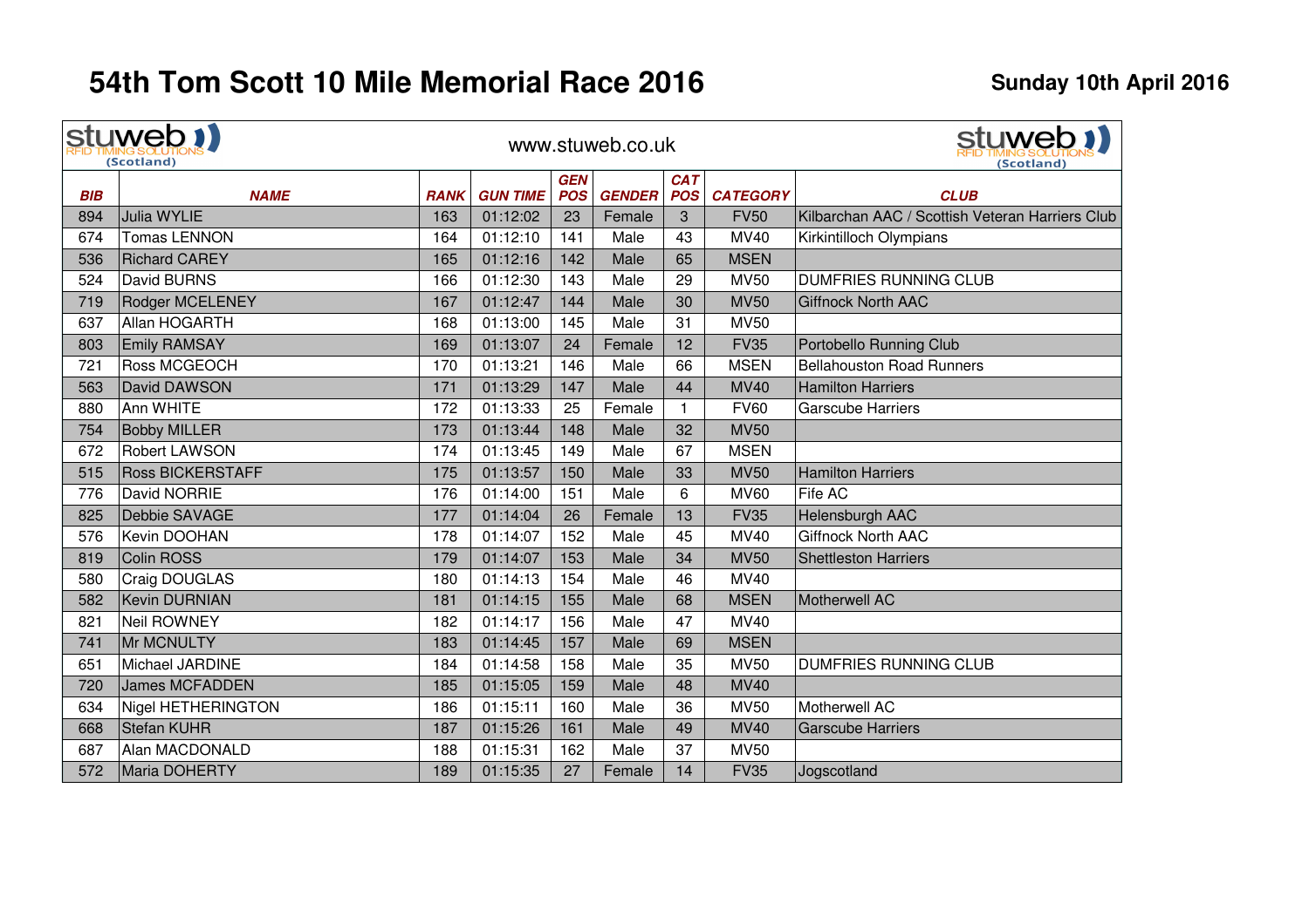# 54th Tom Scott 10 Mile Memorial Race 2016

**Sunday 10th April 2016**

www.stuweb.co.uk

| BIB | NAME | RANK | GUN TIME | GEN POS | GENDER | CAT POS | CATEGORY | CLUB |
|---|---|---|---|---|---|---|---|---|
| 894 | Julia WYLIE | 163 | 01:12:02 | 23 | Female | 3 | FV50 | Kilbarchan AAC / Scottish Veteran Harriers Club |
| 674 | Tomas LENNON | 164 | 01:12:10 | 141 | Male | 43 | MV40 | Kirkintilloch Olympians |
| 536 | Richard CAREY | 165 | 01:12:16 | 142 | Male | 65 | MSEN | |
| 524 | David BURNS | 166 | 01:12:30 | 143 | Male | 29 | MV50 | DUMFRIES RUNNING CLUB |
| 719 | Rodger MCELENEY | 167 | 01:12:47 | 144 | Male | 30 | MV50 | Giffnock North AAC |
| 637 | Allan HOGARTH | 168 | 01:13:00 | 145 | Male | 31 | MV50 | |
| 803 | Emily RAMSAY | 169 | 01:13:07 | 24 | Female | 12 | FV35 | Portobello Running Club |
| 721 | Ross MCGEOCH | 170 | 01:13:21 | 146 | Male | 66 | MSEN | Bellahouston Road Runners |
| 563 | David DAWSON | 171 | 01:13:29 | 147 | Male | 44 | MV40 | Hamilton Harriers |
| 880 | Ann WHITE | 172 | 01:13:33 | 25 | Female | 1 | FV60 | Garscube Harriers |
| 754 | Bobby MILLER | 173 | 01:13:44 | 148 | Male | 32 | MV50 | |
| 672 | Robert LAWSON | 174 | 01:13:45 | 149 | Male | 67 | MSEN | |
| 515 | Ross BICKERSTAFF | 175 | 01:13:57 | 150 | Male | 33 | MV50 | Hamilton Harriers |
| 776 | David NORRIE | 176 | 01:14:00 | 151 | Male | 6 | MV60 | Fife AC |
| 825 | Debbie SAVAGE | 177 | 01:14:04 | 26 | Female | 13 | FV35 | Helensburgh AAC |
| 576 | Kevin DOOHAN | 178 | 01:14:07 | 152 | Male | 45 | MV40 | Giffnock North AAC |
| 819 | Colin ROSS | 179 | 01:14:07 | 153 | Male | 34 | MV50 | Shettleston Harriers |
| 580 | Craig DOUGLAS | 180 | 01:14:13 | 154 | Male | 46 | MV40 | |
| 582 | Kevin DURNIAN | 181 | 01:14:15 | 155 | Male | 68 | MSEN | Motherwell AC |
| 821 | Neil ROWNEY | 182 | 01:14:17 | 156 | Male | 47 | MV40 | |
| 741 | Mr MCNULTY | 183 | 01:14:45 | 157 | Male | 69 | MSEN | |
| 651 | Michael JARDINE | 184 | 01:14:58 | 158 | Male | 35 | MV50 | DUMFRIES RUNNING CLUB |
| 720 | James MCFADDEN | 185 | 01:15:05 | 159 | Male | 48 | MV40 | |
| 634 | Nigel HETHERINGTON | 186 | 01:15:11 | 160 | Male | 36 | MV50 | Motherwell AC |
| 668 | Stefan KUHR | 187 | 01:15:26 | 161 | Male | 49 | MV40 | Garscube Harriers |
| 687 | Alan MACDONALD | 188 | 01:15:31 | 162 | Male | 37 | MV50 | |
| 572 | Maria DOHERTY | 189 | 01:15:35 | 27 | Female | 14 | FV35 | Jogscotland |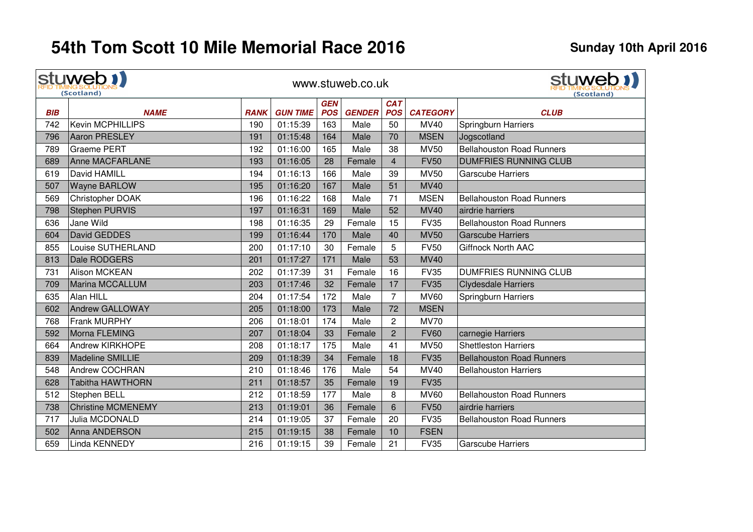# 54th Tom Scott 10 Mile Memorial Race 2016

**Sunday 10th April 2016**

stuweb RFID TIMING SOLUTIONS (Scotland) — www.stuweb.co.uk

| BIB | NAME | RANK | GUN TIME | GEN POS | GENDER | CAT POS | CATEGORY | CLUB |
|---|---|---|---|---|---|---|---|---|
| 742 | Kevin MCPHILLIPS | 190 | 01:15:39 | 163 | Male | 50 | MV40 | Springburn Harriers |
| 796 | Aaron PRESLEY | 191 | 01:15:48 | 164 | Male | 70 | MSEN | Jogscotland |
| 789 | Graeme PERT | 192 | 01:16:00 | 165 | Male | 38 | MV50 | Bellahouston Road Runners |
| 689 | Anne MACFARLANE | 193 | 01:16:05 | 28 | Female | 4 | FV50 | DUMFRIES RUNNING CLUB |
| 619 | David HAMILL | 194 | 01:16:13 | 166 | Male | 39 | MV50 | Garscube Harriers |
| 507 | Wayne BARLOW | 195 | 01:16:20 | 167 | Male | 51 | MV40 | |
| 569 | Christopher DOAK | 196 | 01:16:22 | 168 | Male | 71 | MSEN | Bellahouston Road Runners |
| 798 | Stephen PURVIS | 197 | 01:16:31 | 169 | Male | 52 | MV40 | airdrie harriers |
| 636 | Jane Wild | 198 | 01:16:35 | 29 | Female | 15 | FV35 | Bellahouston Road Runners |
| 604 | David GEDDES | 199 | 01:16:44 | 170 | Male | 40 | MV50 | Garscube Harriers |
| 855 | Louise SUTHERLAND | 200 | 01:17:10 | 30 | Female | 5 | FV50 | Giffnock North AAC |
| 813 | Dale RODGERS | 201 | 01:17:27 | 171 | Male | 53 | MV40 | |
| 731 | Alison MCKEAN | 202 | 01:17:39 | 31 | Female | 16 | FV35 | DUMFRIES RUNNING CLUB |
| 709 | Marina MCCALLUM | 203 | 01:17:46 | 32 | Female | 17 | FV35 | Clydesdale Harriers |
| 635 | Alan HILL | 204 | 01:17:54 | 172 | Male | 7 | MV60 | Springburn Harriers |
| 602 | Andrew GALLOWAY | 205 | 01:18:00 | 173 | Male | 72 | MSEN | |
| 768 | Frank MURPHY | 206 | 01:18:01 | 174 | Male | 2 | MV70 | |
| 592 | Morna FLEMING | 207 | 01:18:04 | 33 | Female | 2 | FV60 | carnegie Harriers |
| 664 | Andrew KIRKHOPE | 208 | 01:18:17 | 175 | Male | 41 | MV50 | Shettleston Harriers |
| 839 | Madeline SMILLIE | 209 | 01:18:39 | 34 | Female | 18 | FV35 | Bellahouston Road Runners |
| 548 | Andrew COCHRAN | 210 | 01:18:46 | 176 | Male | 54 | MV40 | Bellahouston Harriers |
| 628 | Tabitha HAWTHORN | 211 | 01:18:57 | 35 | Female | 19 | FV35 | |
| 512 | Stephen BELL | 212 | 01:18:59 | 177 | Male | 8 | MV60 | Bellahouston Road Runners |
| 738 | Christine MCMENEMY | 213 | 01:19:01 | 36 | Female | 6 | FV50 | airdrie harriers |
| 717 | Julia MCDONALD | 214 | 01:19:05 | 37 | Female | 20 | FV35 | Bellahouston Road Runners |
| 502 | Anna ANDERSON | 215 | 01:19:15 | 38 | Female | 10 | FSEN | |
| 659 | Linda KENNEDY | 216 | 01:19:15 | 39 | Female | 21 | FV35 | Garscube Harriers |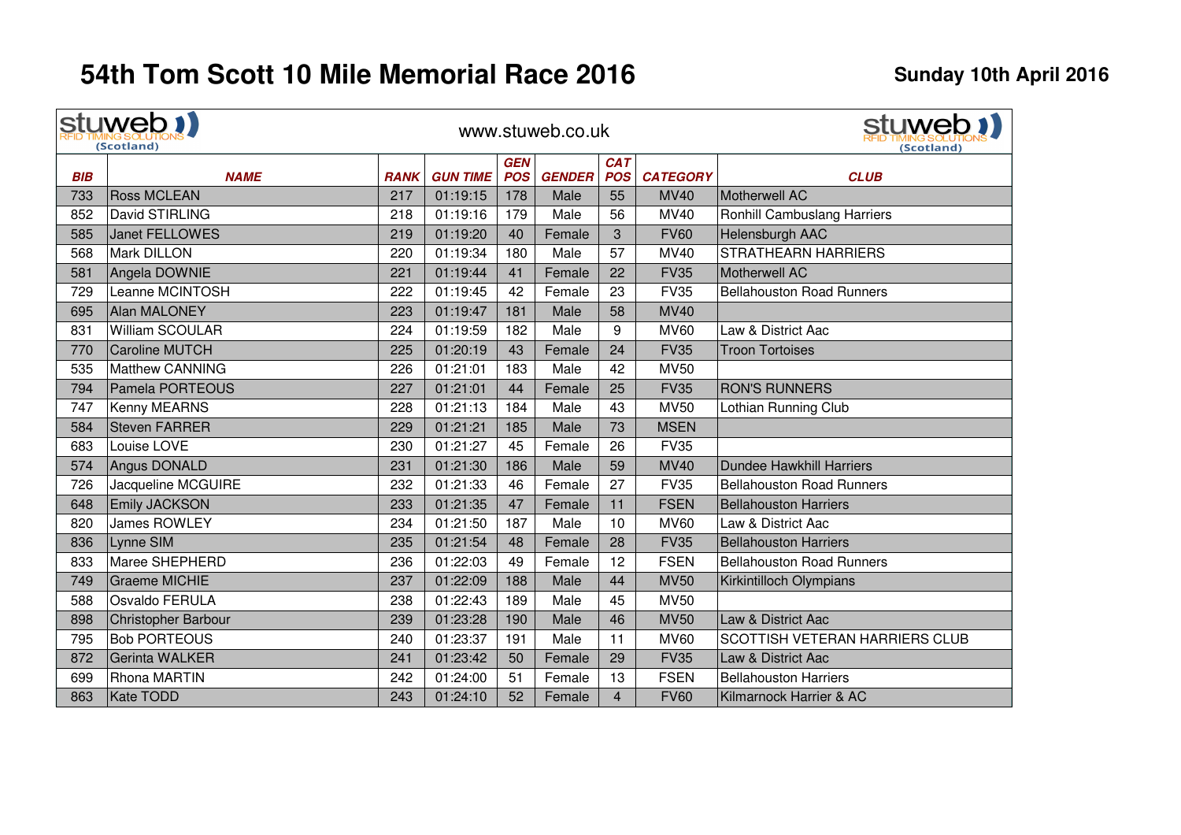# 54th Tom Scott 10 Mile Memorial Race 2016

**Sunday 10th April 2016**

stuweb RFID TIMING SOLUTIONS (Scotland) www.stuweb.co.uk

| BIB | NAME | RANK | GUN TIME | GEN POS | GENDER | CAT POS | CATEGORY | CLUB |
|---|---|---|---|---|---|---|---|---|
| 733 | Ross MCLEAN | 217 | 01:19:15 | 178 | Male | 55 | MV40 | Motherwell AC |
| 852 | David STIRLING | 218 | 01:19:16 | 179 | Male | 56 | MV40 | Ronhill Cambuslang Harriers |
| 585 | Janet FELLOWES | 219 | 01:19:20 | 40 | Female | 3 | FV60 | Helensburgh AAC |
| 568 | Mark DILLON | 220 | 01:19:34 | 180 | Male | 57 | MV40 | STRATHEARN HARRIERS |
| 581 | Angela DOWNIE | 221 | 01:19:44 | 41 | Female | 22 | FV35 | Motherwell AC |
| 729 | Leanne MCINTOSH | 222 | 01:19:45 | 42 | Female | 23 | FV35 | Bellahouston Road Runners |
| 695 | Alan MALONEY | 223 | 01:19:47 | 181 | Male | 58 | MV40 | |
| 831 | William SCOULAR | 224 | 01:19:59 | 182 | Male | 9 | MV60 | Law & District Aac |
| 770 | Caroline MUTCH | 225 | 01:20:19 | 43 | Female | 24 | FV35 | Troon Tortoises |
| 535 | Matthew CANNING | 226 | 01:21:01 | 183 | Male | 42 | MV50 | |
| 794 | Pamela PORTEOUS | 227 | 01:21:01 | 44 | Female | 25 | FV35 | RON'S RUNNERS |
| 747 | Kenny MEARNS | 228 | 01:21:13 | 184 | Male | 43 | MV50 | Lothian Running Club |
| 584 | Steven FARRER | 229 | 01:21:21 | 185 | Male | 73 | MSEN | |
| 683 | Louise LOVE | 230 | 01:21:27 | 45 | Female | 26 | FV35 | |
| 574 | Angus DONALD | 231 | 01:21:30 | 186 | Male | 59 | MV40 | Dundee Hawkhill Harriers |
| 726 | Jacqueline MCGUIRE | 232 | 01:21:33 | 46 | Female | 27 | FV35 | Bellahouston Road Runners |
| 648 | Emily JACKSON | 233 | 01:21:35 | 47 | Female | 11 | FSEN | Bellahouston Harriers |
| 820 | James ROWLEY | 234 | 01:21:50 | 187 | Male | 10 | MV60 | Law & District Aac |
| 836 | Lynne SIM | 235 | 01:21:54 | 48 | Female | 28 | FV35 | Bellahouston Harriers |
| 833 | Maree SHEPHERD | 236 | 01:22:03 | 49 | Female | 12 | FSEN | Bellahouston Road Runners |
| 749 | Graeme MICHIE | 237 | 01:22:09 | 188 | Male | 44 | MV50 | Kirkintilloch Olympians |
| 588 | Osvaldo FERULA | 238 | 01:22:43 | 189 | Male | 45 | MV50 | |
| 898 | Christopher Barbour | 239 | 01:23:28 | 190 | Male | 46 | MV50 | Law & District Aac |
| 795 | Bob PORTEOUS | 240 | 01:23:37 | 191 | Male | 11 | MV60 | SCOTTISH VETERAN HARRIERS CLUB |
| 872 | Gerinta WALKER | 241 | 01:23:42 | 50 | Female | 29 | FV35 | Law & District Aac |
| 699 | Rhona MARTIN | 242 | 01:24:00 | 51 | Female | 13 | FSEN | Bellahouston Harriers |
| 863 | Kate TODD | 243 | 01:24:10 | 52 | Female | 4 | FV60 | Kilmarnock Harrier & AC |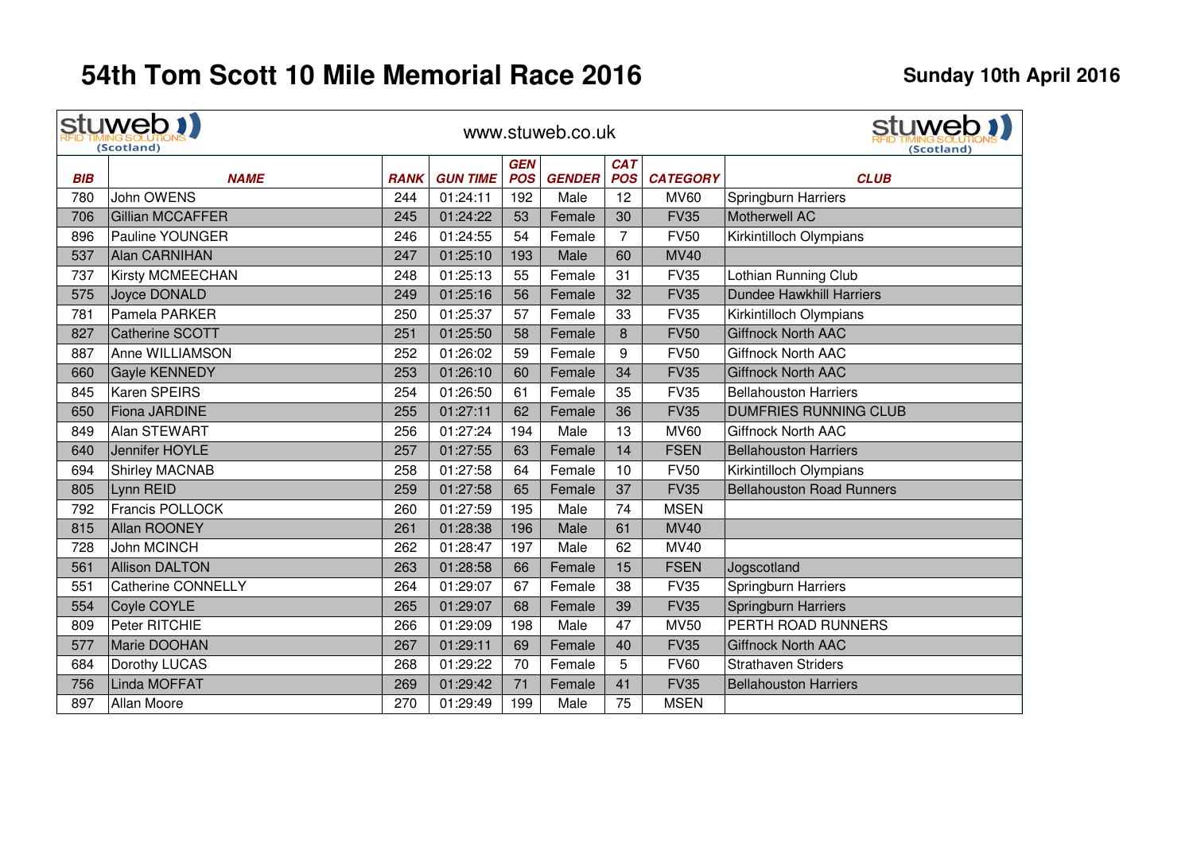# 54th Tom Scott 10 Mile Memorial Race 2016

**Sunday 10th April 2016**

www.stuweb.co.uk

| BIB | NAME | RANK | GUN TIME | GEN POS | GENDER | CAT POS | CATEGORY | CLUB |
|---|---|---|---|---|---|---|---|---|
| 780 | John OWENS | 244 | 01:24:11 | 192 | Male | 12 | MV60 | Springburn Harriers |
| 706 | Gillian MCCAFFER | 245 | 01:24:22 | 53 | Female | 30 | FV35 | Motherwell AC |
| 896 | Pauline YOUNGER | 246 | 01:24:55 | 54 | Female | 7 | FV50 | Kirkintilloch Olympians |
| 537 | Alan CARNIHAN | 247 | 01:25:10 | 193 | Male | 60 | MV40 | |
| 737 | Kirsty MCMEECHAN | 248 | 01:25:13 | 55 | Female | 31 | FV35 | Lothian Running Club |
| 575 | Joyce DONALD | 249 | 01:25:16 | 56 | Female | 32 | FV35 | Dundee Hawkhill Harriers |
| 781 | Pamela PARKER | 250 | 01:25:37 | 57 | Female | 33 | FV35 | Kirkintilloch Olympians |
| 827 | Catherine SCOTT | 251 | 01:25:50 | 58 | Female | 8 | FV50 | Giffnock North AAC |
| 887 | Anne WILLIAMSON | 252 | 01:26:02 | 59 | Female | 9 | FV50 | Giffnock North AAC |
| 660 | Gayle KENNEDY | 253 | 01:26:10 | 60 | Female | 34 | FV35 | Giffnock North AAC |
| 845 | Karen SPEIRS | 254 | 01:26:50 | 61 | Female | 35 | FV35 | Bellahouston Harriers |
| 650 | Fiona JARDINE | 255 | 01:27:11 | 62 | Female | 36 | FV35 | DUMFRIES RUNNING CLUB |
| 849 | Alan STEWART | 256 | 01:27:24 | 194 | Male | 13 | MV60 | Giffnock North AAC |
| 640 | Jennifer HOYLE | 257 | 01:27:55 | 63 | Female | 14 | FSEN | Bellahouston Harriers |
| 694 | Shirley MACNAB | 258 | 01:27:58 | 64 | Female | 10 | FV50 | Kirkintilloch Olympians |
| 805 | Lynn REID | 259 | 01:27:58 | 65 | Female | 37 | FV35 | Bellahouston Road Runners |
| 792 | Francis POLLOCK | 260 | 01:27:59 | 195 | Male | 74 | MSEN | |
| 815 | Allan ROONEY | 261 | 01:28:38 | 196 | Male | 61 | MV40 | |
| 728 | John MCINCH | 262 | 01:28:47 | 197 | Male | 62 | MV40 | |
| 561 | Allison DALTON | 263 | 01:28:58 | 66 | Female | 15 | FSEN | Jogscotland |
| 551 | Catherine CONNELLY | 264 | 01:29:07 | 67 | Female | 38 | FV35 | Springburn Harriers |
| 554 | Coyle COYLE | 265 | 01:29:07 | 68 | Female | 39 | FV35 | Springburn Harriers |
| 809 | Peter RITCHIE | 266 | 01:29:09 | 198 | Male | 47 | MV50 | PERTH ROAD RUNNERS |
| 577 | Marie DOOHAN | 267 | 01:29:11 | 69 | Female | 40 | FV35 | Giffnock North AAC |
| 684 | Dorothy LUCAS | 268 | 01:29:22 | 70 | Female | 5 | FV60 | Strathaven Striders |
| 756 | Linda MOFFAT | 269 | 01:29:42 | 71 | Female | 41 | FV35 | Bellahouston Harriers |
| 897 | Allan Moore | 270 | 01:29:49 | 199 | Male | 75 | MSEN | |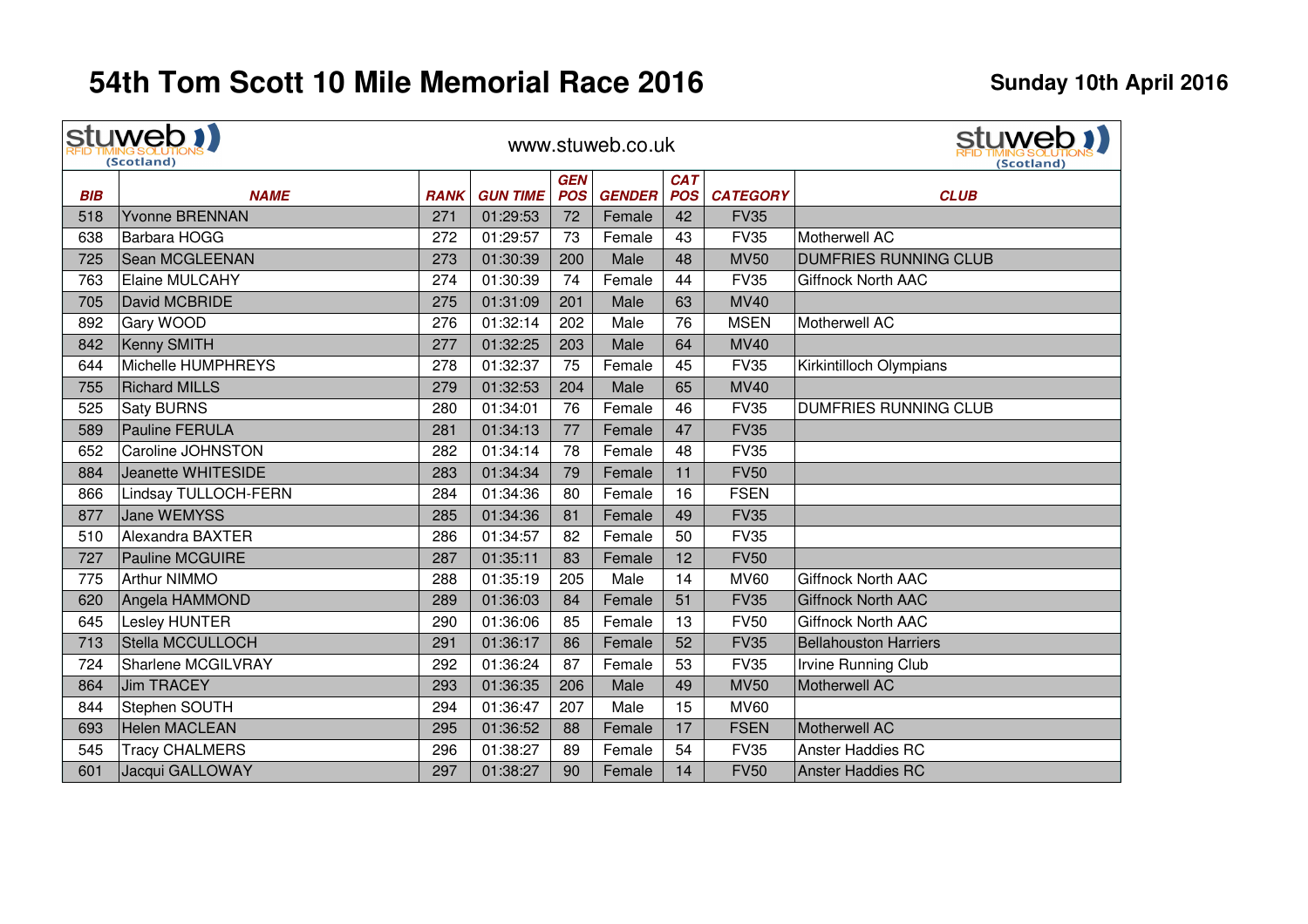# 54th Tom Scott 10 Mile Memorial Race 2016

**Sunday 10th April 2016**

stuweb RFID TIMING SOLUTIONS (Scotland) — www.stuweb.co.uk

| BIB | NAME | RANK | GUN TIME | GEN POS | GENDER | CAT POS | CATEGORY | CLUB |
|---|---|---|---|---|---|---|---|---|
| 518 | Yvonne BRENNAN | 271 | 01:29:53 | 72 | Female | 42 | FV35 | |
| 638 | Barbara HOGG | 272 | 01:29:57 | 73 | Female | 43 | FV35 | Motherwell AC |
| 725 | Sean MCGLEENAN | 273 | 01:30:39 | 200 | Male | 48 | MV50 | DUMFRIES RUNNING CLUB |
| 763 | Elaine MULCAHY | 274 | 01:30:39 | 74 | Female | 44 | FV35 | Giffnock North AAC |
| 705 | David MCBRIDE | 275 | 01:31:09 | 201 | Male | 63 | MV40 | |
| 892 | Gary WOOD | 276 | 01:32:14 | 202 | Male | 76 | MSEN | Motherwell AC |
| 842 | Kenny SMITH | 277 | 01:32:25 | 203 | Male | 64 | MV40 | |
| 644 | Michelle HUMPHREYS | 278 | 01:32:37 | 75 | Female | 45 | FV35 | Kirkintilloch Olympians |
| 755 | Richard MILLS | 279 | 01:32:53 | 204 | Male | 65 | MV40 | |
| 525 | Saty BURNS | 280 | 01:34:01 | 76 | Female | 46 | FV35 | DUMFRIES RUNNING CLUB |
| 589 | Pauline FERULA | 281 | 01:34:13 | 77 | Female | 47 | FV35 | |
| 652 | Caroline JOHNSTON | 282 | 01:34:14 | 78 | Female | 48 | FV35 | |
| 884 | Jeanette WHITESIDE | 283 | 01:34:34 | 79 | Female | 11 | FV50 | |
| 866 | Lindsay TULLOCH-FERN | 284 | 01:34:36 | 80 | Female | 16 | FSEN | |
| 877 | Jane WEMYSS | 285 | 01:34:36 | 81 | Female | 49 | FV35 | |
| 510 | Alexandra BAXTER | 286 | 01:34:57 | 82 | Female | 50 | FV35 | |
| 727 | Pauline MCGUIRE | 287 | 01:35:11 | 83 | Female | 12 | FV50 | |
| 775 | Arthur NIMMO | 288 | 01:35:19 | 205 | Male | 14 | MV60 | Giffnock North AAC |
| 620 | Angela HAMMOND | 289 | 01:36:03 | 84 | Female | 51 | FV35 | Giffnock North AAC |
| 645 | Lesley HUNTER | 290 | 01:36:06 | 85 | Female | 13 | FV50 | Giffnock North AAC |
| 713 | Stella MCCULLOCH | 291 | 01:36:17 | 86 | Female | 52 | FV35 | Bellahouston Harriers |
| 724 | Sharlene MCGILVRAY | 292 | 01:36:24 | 87 | Female | 53 | FV35 | Irvine Running Club |
| 864 | Jim TRACEY | 293 | 01:36:35 | 206 | Male | 49 | MV50 | Motherwell AC |
| 844 | Stephen SOUTH | 294 | 01:36:47 | 207 | Male | 15 | MV60 | |
| 693 | Helen MACLEAN | 295 | 01:36:52 | 88 | Female | 17 | FSEN | Motherwell AC |
| 545 | Tracy CHALMERS | 296 | 01:38:27 | 89 | Female | 54 | FV35 | Anster Haddies RC |
| 601 | Jacqui GALLOWAY | 297 | 01:38:27 | 90 | Female | 14 | FV50 | Anster Haddies RC |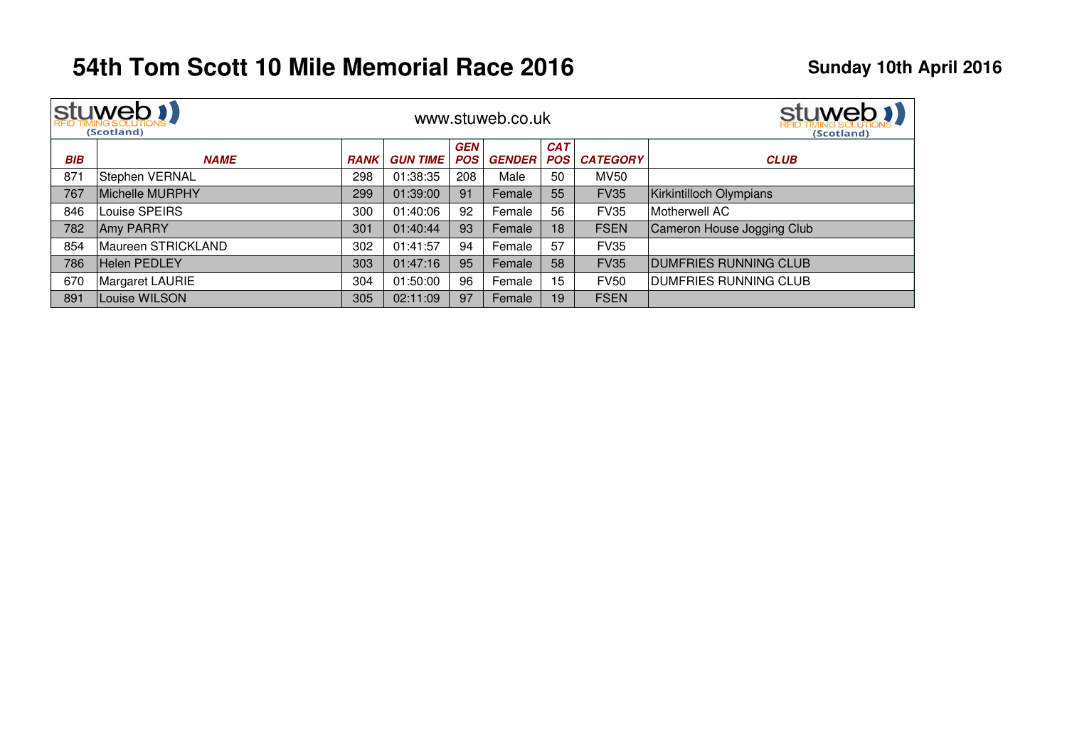# 54th Tom Scott 10 Mile Memorial Race 2016

**Sunday 10th April 2016**

stuweb RFID TIMING SOLUTIONS (Scotland) www.stuweb.co.uk

| BIB | NAME | RANK | GUN TIME | GEN POS | GENDER | CAT POS | CATEGORY | CLUB |
|---|---|---|---|---|---|---|---|---|
| 871 | Stephen VERNAL | 298 | 01:38:35 | 208 | Male | 50 | MV50 | |
| 767 | Michelle MURPHY | 299 | 01:39:00 | 91 | Female | 55 | FV35 | Kirkintilloch Olympians |
| 846 | Louise SPEIRS | 300 | 01:40:06 | 92 | Female | 56 | FV35 | Motherwell AC |
| 782 | Amy PARRY | 301 | 01:40:44 | 93 | Female | 18 | FSEN | Cameron House Jogging Club |
| 854 | Maureen STRICKLAND | 302 | 01:41:57 | 94 | Female | 57 | FV35 | |
| 786 | Helen PEDLEY | 303 | 01:47:16 | 95 | Female | 58 | FV35 | DUMFRIES RUNNING CLUB |
| 670 | Margaret LAURIE | 304 | 01:50:00 | 96 | Female | 15 | FV50 | DUMFRIES RUNNING CLUB |
| 891 | Louise WILSON | 305 | 02:11:09 | 97 | Female | 19 | FSEN | |